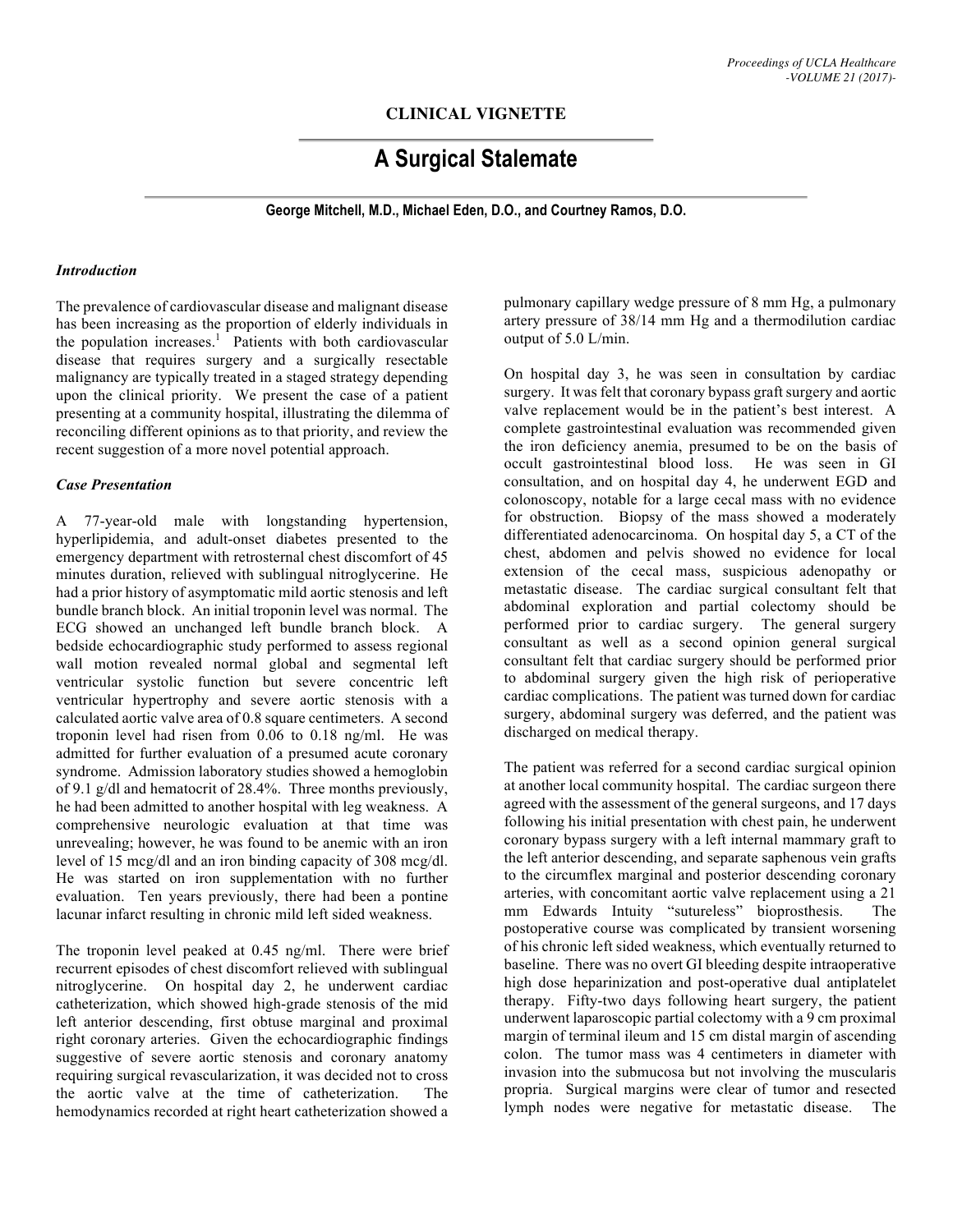## CLINICAL VIGNETTE

# A Surgical Stalemate

**George Mitchell, M.D., Michael Eden, D.O., and Courtney Ramos, D.O.**

### *Introduction*

The prevalence of cardiovascular disease and malignant disease has been increasing as the proportion of elderly individuals in the population increases.[1] Patients with both cardiovascular disease that requires surgery and a surgically resectable malignancy are typically treated in a staged strategy depending upon the clinical priority. We present the case of a patient presenting at a community hospital, illustrating the dilemma of reconciling different opinions as to that priority, and review the recent suggestion of a more novel potential approach.

### *Case Presentation*

A 77-year-old male with longstanding hypertension, hyperlipidemia, and adult-onset diabetes presented to the emergency department with retrosternal chest discomfort of 45 minutes duration, relieved with sublingual nitroglycerine. He had a prior history of asymptomatic mild aortic stenosis and left bundle branch block. An initial troponin level was normal. The ECG showed an unchanged left bundle branch block. A bedside echocardiographic study performed to assess regional wall motion revealed normal global and segmental left ventricular systolic function but severe concentric left ventricular hypertrophy and severe aortic stenosis with a calculated aortic valve area of 0.8 square centimeters. A second troponin level had risen from 0.06 to 0.18 ng/ml. He was admitted for further evaluation of a presumed acute coronary syndrome. Admission laboratory studies showed a hemoglobin of 9.1 g/dl and hematocrit of 28.4%. Three months previously, he had been admitted to another hospital with leg weakness. A comprehensive neurologic evaluation at that time was unrevealing; however, he was found to be anemic with an iron level of 15 mcg/dl and an iron binding capacity of 308 mcg/dl. He was started on iron supplementation with no further evaluation. Ten years previously, there had been a pontine lacunar infarct resulting in chronic mild left sided weakness.

The troponin level peaked at 0.45 ng/ml. There were brief recurrent episodes of chest discomfort relieved with sublingual nitroglycerine. On hospital day 2, he underwent cardiac catheterization, which showed high-grade stenosis of the mid left anterior descending, first obtuse marginal and proximal right coronary arteries. Given the echocardiographic findings suggestive of severe aortic stenosis and coronary anatomy requiring surgical revascularization, it was decided not to cross the aortic valve at the time of catheterization. The hemodynamics recorded at right heart catheterization showed a pulmonary capillary wedge pressure of 8 mm Hg, a pulmonary artery pressure of 38/14 mm Hg and a thermodilution cardiac output of 5.0 L/min.

On hospital day 3, he was seen in consultation by cardiac surgery. It was felt that coronary bypass graft surgery and aortic valve replacement would be in the patient's best interest. A complete gastrointestinal evaluation was recommended given the iron deficiency anemia, presumed to be on the basis of occult gastrointestinal blood loss. He was seen in GI consultation, and on hospital day 4, he underwent EGD and colonoscopy, notable for a large cecal mass with no evidence for obstruction. Biopsy of the mass showed a moderately differentiated adenocarcinoma. On hospital day 5, a CT of the chest, abdomen and pelvis showed no evidence for local extension of the cecal mass, suspicious adenopathy or metastatic disease. The cardiac surgical consultant felt that abdominal exploration and partial colectomy should be performed prior to cardiac surgery. The general surgery consultant as well as a second opinion general surgical consultant felt that cardiac surgery should be performed prior to abdominal surgery given the high risk of perioperative cardiac complications. The patient was turned down for cardiac surgery, abdominal surgery was deferred, and the patient was discharged on medical therapy.

The patient was referred for a second cardiac surgical opinion at another local community hospital. The cardiac surgeon there agreed with the assessment of the general surgeons, and 17 days following his initial presentation with chest pain, he underwent coronary bypass surgery with a left internal mammary graft to the left anterior descending, and separate saphenous vein grafts to the circumflex marginal and posterior descending coronary arteries, with concomitant aortic valve replacement using a 21 mm Edwards Intuity "sutureless" bioprosthesis. The postoperative course was complicated by transient worsening of his chronic left sided weakness, which eventually returned to baseline. There was no overt GI bleeding despite intraoperative high dose heparinization and post-operative dual antiplatelet therapy. Fifty-two days following heart surgery, the patient underwent laparoscopic partial colectomy with a 9 cm proximal margin of terminal ileum and 15 cm distal margin of ascending colon. The tumor mass was 4 centimeters in diameter with invasion into the submucosa but not involving the muscularis propria. Surgical margins were clear of tumor and resected lymph nodes were negative for metastatic disease. The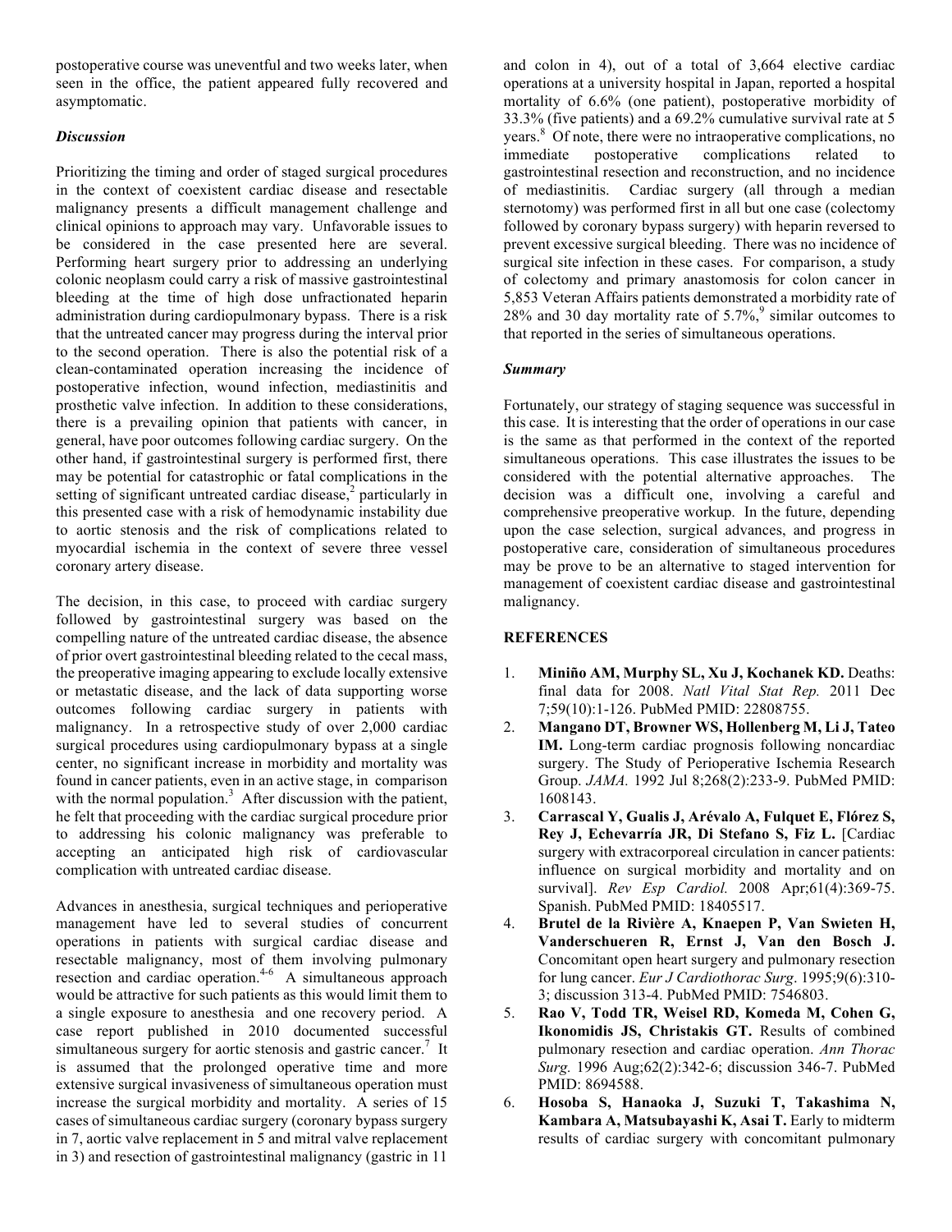postoperative course was uneventful and two weeks later, when seen in the office, the patient appeared fully recovered and asymptomatic.

### *Discussion*

Prioritizing the timing and order of staged surgical procedures in the context of coexistent cardiac disease and resectable malignancy presents a difficult management challenge and clinical opinions to approach may vary. Unfavorable issues to be considered in the case presented here are several. Performing heart surgery prior to addressing an underlying colonic neoplasm could carry a risk of massive gastrointestinal bleeding at the time of high dose unfractionated heparin administration during cardiopulmonary bypass. There is a risk that the untreated cancer may progress during the interval prior to the second operation. There is also the potential risk of a clean-contaminated operation increasing the incidence of postoperative infection, wound infection, mediastinitis and prosthetic valve infection. In addition to these considerations, there is a prevailing opinion that patients with cancer, in general, have poor outcomes following cardiac surgery. On the other hand, if gastrointestinal surgery is performed first, there may be potential for catastrophic or fatal complications in the setting of significant untreated cardiac disease,[2] particularly in this presented case with a risk of hemodynamic instability due to aortic stenosis and the risk of complications related to myocardial ischemia in the context of severe three vessel coronary artery disease.

The decision, in this case, to proceed with cardiac surgery followed by gastrointestinal surgery was based on the compelling nature of the untreated cardiac disease, the absence of prior overt gastrointestinal bleeding related to the cecal mass, the preoperative imaging appearing to exclude locally extensive or metastatic disease, and the lack of data supporting worse outcomes following cardiac surgery in patients with malignancy. In a retrospective study of over 2,000 cardiac surgical procedures using cardiopulmonary bypass at a single center, no significant increase in morbidity and mortality was found in cancer patients, even in an active stage, in comparison with the normal population.[3] After discussion with the patient, he felt that proceeding with the cardiac surgical procedure prior to addressing his colonic malignancy was preferable to accepting an anticipated high risk of cardiovascular complication with untreated cardiac disease.

Advances in anesthesia, surgical techniques and perioperative management have led to several studies of concurrent operations in patients with surgical cardiac disease and resectable malignancy, most of them involving pulmonary resection and cardiac operation.[4-6] A simultaneous approach would be attractive for such patients as this would limit them to a single exposure to anesthesia and one recovery period. A case report published in 2010 documented successful simultaneous surgery for aortic stenosis and gastric cancer.[7] It is assumed that the prolonged operative time and more extensive surgical invasiveness of simultaneous operation must increase the surgical morbidity and mortality. A series of 15 cases of simultaneous cardiac surgery (coronary bypass surgery in 7, aortic valve replacement in 5 and mitral valve replacement in 3) and resection of gastrointestinal malignancy (gastric in 11 and colon in 4), out of a total of 3,664 elective cardiac operations at a university hospital in Japan, reported a hospital mortality of 6.6% (one patient), postoperative morbidity of 33.3% (five patients) and a 69.2% cumulative survival rate at 5 years.[8] Of note, there were no intraoperative complications, no immediate postoperative complications related to gastrointestinal resection and reconstruction, and no incidence of mediastinitis. Cardiac surgery (all through a median sternotomy) was performed first in all but one case (colectomy followed by coronary bypass surgery) with heparin reversed to prevent excessive surgical bleeding. There was no incidence of surgical site infection in these cases. For comparison, a study of colectomy and primary anastomosis for colon cancer in 5,853 Veteran Affairs patients demonstrated a morbidity rate of 28% and 30 day mortality rate of 5.7%,[9] similar outcomes to that reported in the series of simultaneous operations.

### *Summary*

Fortunately, our strategy of staging sequence was successful in this case. It is interesting that the order of operations in our case is the same as that performed in the context of the reported simultaneous operations. This case illustrates the issues to be considered with the potential alternative approaches. The decision was a difficult one, involving a careful and comprehensive preoperative workup. In the future, depending upon the case selection, surgical advances, and progress in postoperative care, consideration of simultaneous procedures may be prove to be an alternative to staged intervention for management of coexistent cardiac disease and gastrointestinal malignancy.

### REFERENCES

1. **Miniño AM, Murphy SL, Xu J, Kochanek KD.** Deaths: final data for 2008. *Natl Vital Stat Rep.* 2011 Dec 7;59(10):1-126. PubMed PMID: 22808755.
2. **Mangano DT, Browner WS, Hollenberg M, Li J, Tateo IM.** Long-term cardiac prognosis following noncardiac surgery. The Study of Perioperative Ischemia Research Group. *JAMA.* 1992 Jul 8;268(2):233-9. PubMed PMID: 1608143.
3. **Carrascal Y, Gualis J, Arévalo A, Fulquet E, Flórez S, Rey J, Echevarría JR, Di Stefano S, Fiz L.** [Cardiac surgery with extracorporeal circulation in cancer patients: influence on surgical morbidity and mortality and on survival]. *Rev Esp Cardiol.* 2008 Apr;61(4):369-75. Spanish. PubMed PMID: 18405517.
4. **Brutel de la Rivière A, Knaepen P, Van Swieten H, Vanderschueren R, Ernst J, Van den Bosch J.** Concomitant open heart surgery and pulmonary resection for lung cancer. *Eur J Cardiothorac Surg*. 1995;9(6):310-3; discussion 313-4. PubMed PMID: 7546803.
5. **Rao V, Todd TR, Weisel RD, Komeda M, Cohen G, Ikonomidis JS, Christakis GT.** Results of combined pulmonary resection and cardiac operation. *Ann Thorac Surg.* 1996 Aug;62(2):342-6; discussion 346-7. PubMed PMID: 8694588.
6. **Hosoba S, Hanaoka J, Suzuki T, Takashima N, Kambara A, Matsubayashi K, Asai T.** Early to midterm results of cardiac surgery with concomitant pulmonary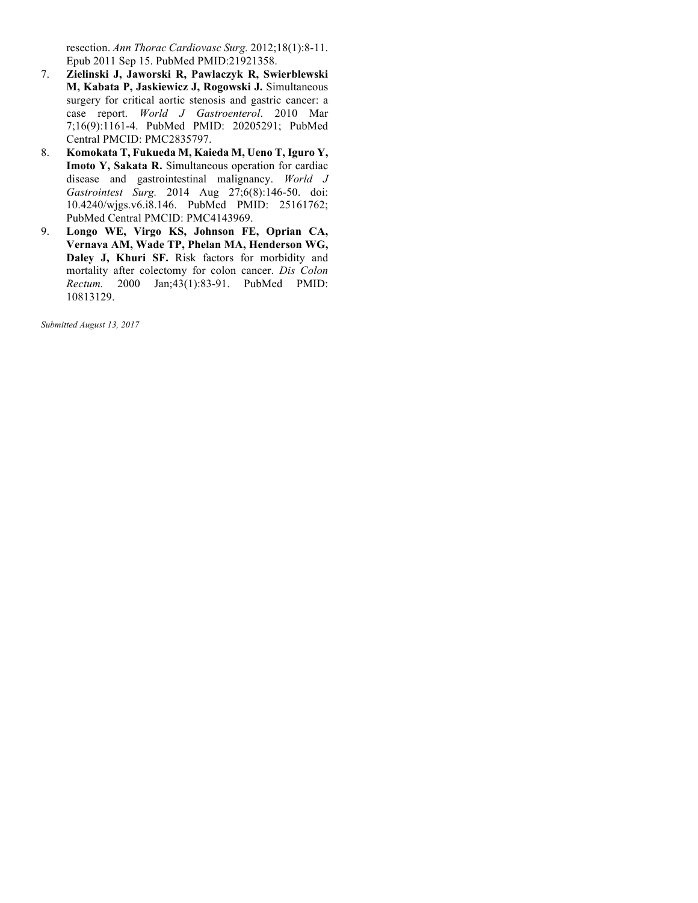resection. *Ann Thorac Cardiovasc Surg.* 2012;18(1):8-11. Epub 2011 Sep 15. PubMed PMID:21921358.

7. **Zielinski J, Jaworski R, Pawlaczyk R, Swierblewski M, Kabata P, Jaskiewicz J, Rogowski J.** Simultaneous surgery for critical aortic stenosis and gastric cancer: a case report. *World J Gastroenterol*. 2010 Mar 7;16(9):1161-4. PubMed PMID: 20205291; PubMed Central PMCID: PMC2835797.
8. **Komokata T, Fukueda M, Kaieda M, Ueno T, Iguro Y, Imoto Y, Sakata R.** Simultaneous operation for cardiac disease and gastrointestinal malignancy. *World J Gastrointest Surg.* 2014 Aug 27;6(8):146-50. doi: 10.4240/wjgs.v6.i8.146. PubMed PMID: 25161762; PubMed Central PMCID: PMC4143969.
9. **Longo WE, Virgo KS, Johnson FE, Oprian CA, Vernava AM, Wade TP, Phelan MA, Henderson WG, Daley J, Khuri SF.** Risk factors for morbidity and mortality after colectomy for colon cancer. *Dis Colon Rectum.* 2000 Jan;43(1):83-91. PubMed PMID: 10813129.

*Submitted August 13, 2017*